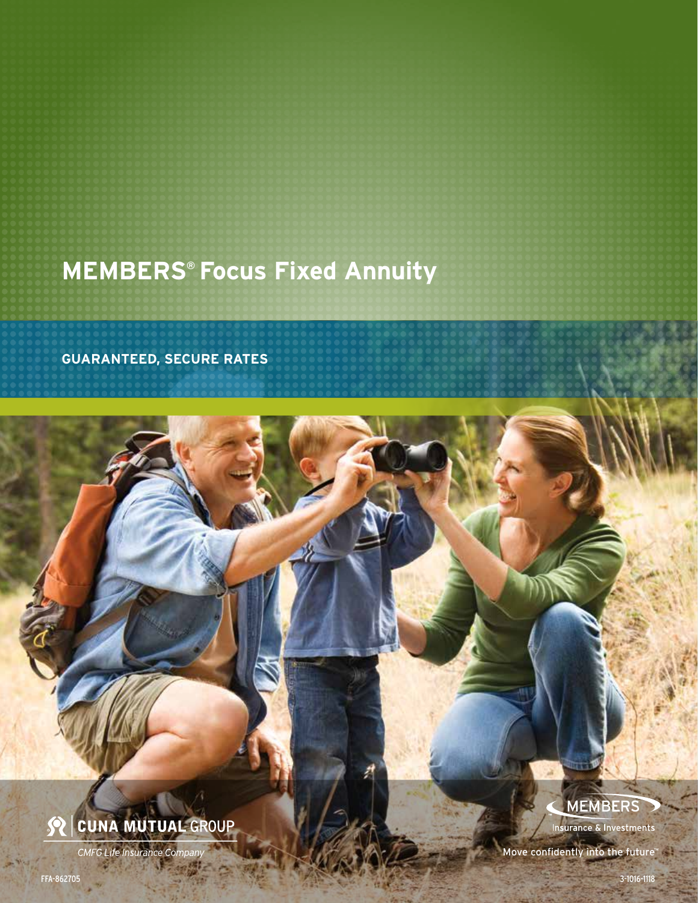# MEMBERS® Focus Fixed Annuity

## GUARANTEED, SECURE RATES

CUNA MUTUAL GROUP

*CMFG Life Insurance Company*

MEMBERS

Insurance & Investments

Move confidently into the future™

FFA-862705

3-1016-1118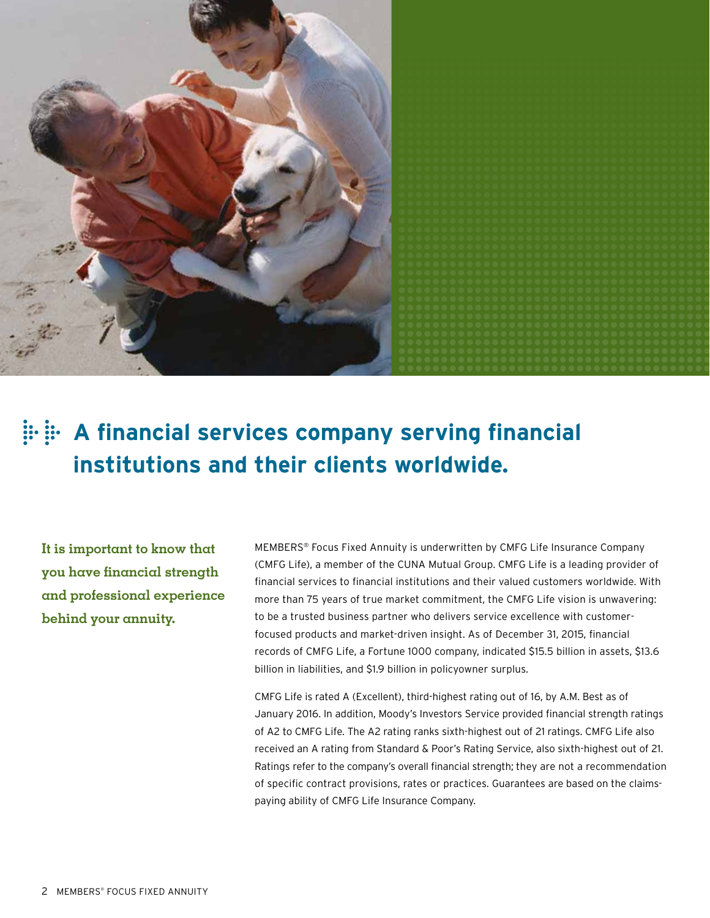# A financial services company serving financial institutions and their clients worldwide.

**It is important to know that you have financial strength and professional experience behind your annuity.**

MEMBERS® Focus Fixed Annuity is underwritten by CMFG Life Insurance Company (CMFG Life), a member of the CUNA Mutual Group. CMFG Life is a leading provider of financial services to financial institutions and their valued customers worldwide. With more than 75 years of true market commitment, the CMFG Life vision is unwavering: to be a trusted business partner who delivers service excellence with customer-focused products and market-driven insight. As of December 31, 2015, financial records of CMFG Life, a Fortune 1000 company, indicated $15.5 billion in assets, $13.6 billion in liabilities, and $1.9 billion in policyowner surplus.

CMFG Life is rated A (Excellent), third-highest rating out of 16, by A.M. Best as of January 2016. In addition, Moody's Investors Service provided financial strength ratings of A2 to CMFG Life. The A2 rating ranks sixth-highest out of 21 ratings. CMFG Life also received an A rating from Standard & Poor's Rating Service, also sixth-highest out of 21. Ratings refer to the company's overall financial strength; they are not a recommendation of specific contract provisions, rates or practices. Guarantees are based on the claims-paying ability of CMFG Life Insurance Company.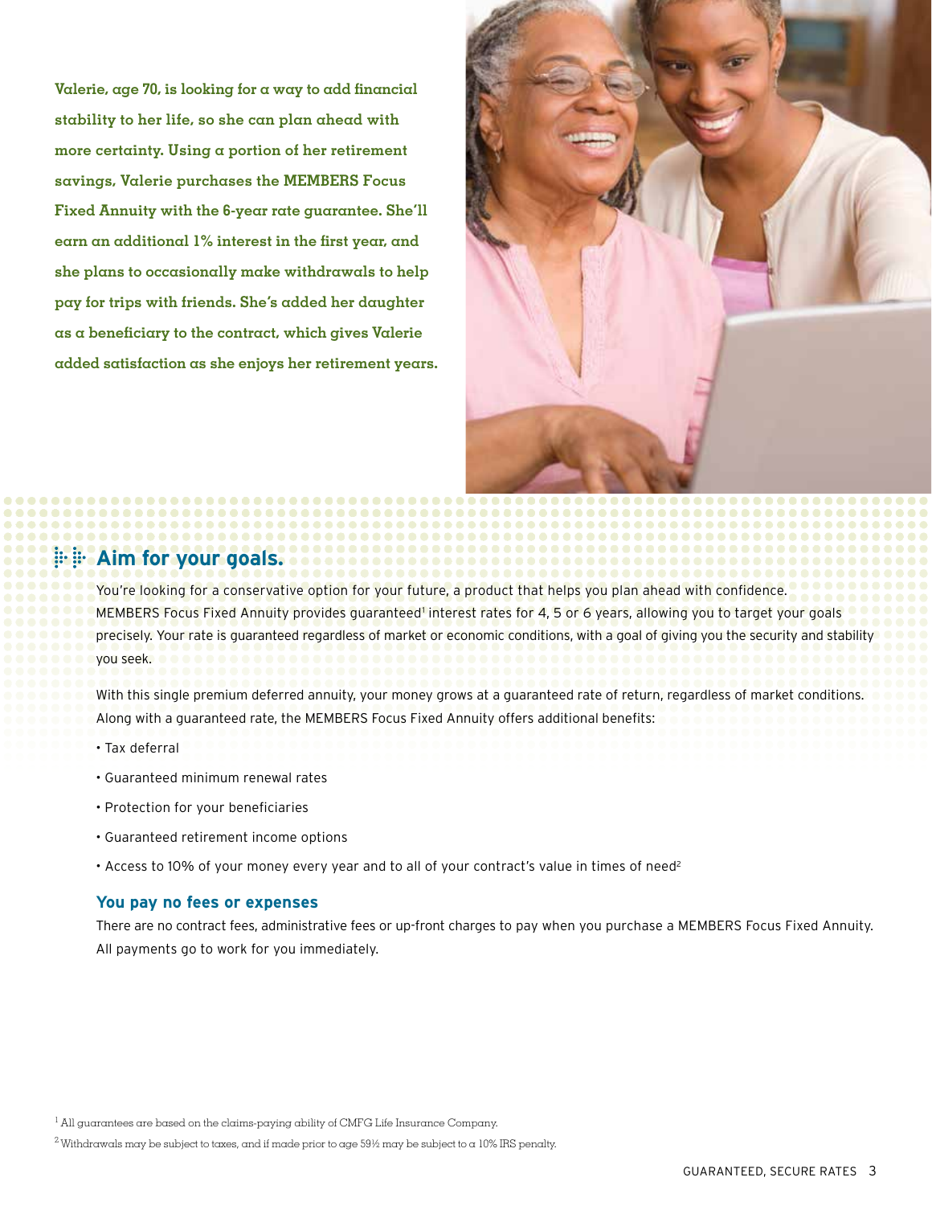**Valerie, age 70, is looking for a way to add financial stability to her life, so she can plan ahead with more certainty. Using a portion of her retirement savings, Valerie purchases the MEMBERS Focus Fixed Annuity with the 6-year rate guarantee. She'll earn an additional 1% interest in the first year, and she plans to occasionally make withdrawals to help pay for trips with friends. She's added her daughter as a beneficiary to the contract, which gives Valerie added satisfaction as she enjoys her retirement years.**

## Aim for your goals.

You're looking for a conservative option for your future, a product that helps you plan ahead with confidence. MEMBERS Focus Fixed Annuity provides guaranteed[1] interest rates for 4, 5 or 6 years, allowing you to target your goals precisely. Your rate is guaranteed regardless of market or economic conditions, with a goal of giving you the security and stability you seek.

With this single premium deferred annuity, your money grows at a guaranteed rate of return, regardless of market conditions. Along with a guaranteed rate, the MEMBERS Focus Fixed Annuity offers additional benefits:

- Tax deferral
- Guaranteed minimum renewal rates
- Protection for your beneficiaries
- Guaranteed retirement income options
- Access to 10% of your money every year and to all of your contract's value in times of need[2]

### You pay no fees or expenses

There are no contract fees, administrative fees or up-front charges to pay when you purchase a MEMBERS Focus Fixed Annuity. All payments go to work for you immediately.

[1] All guarantees are based on the claims-paying ability of CMFG Life Insurance Company.

[2] Withdrawals may be subject to taxes, and if made prior to age 59½ may be subject to a 10% IRS penalty.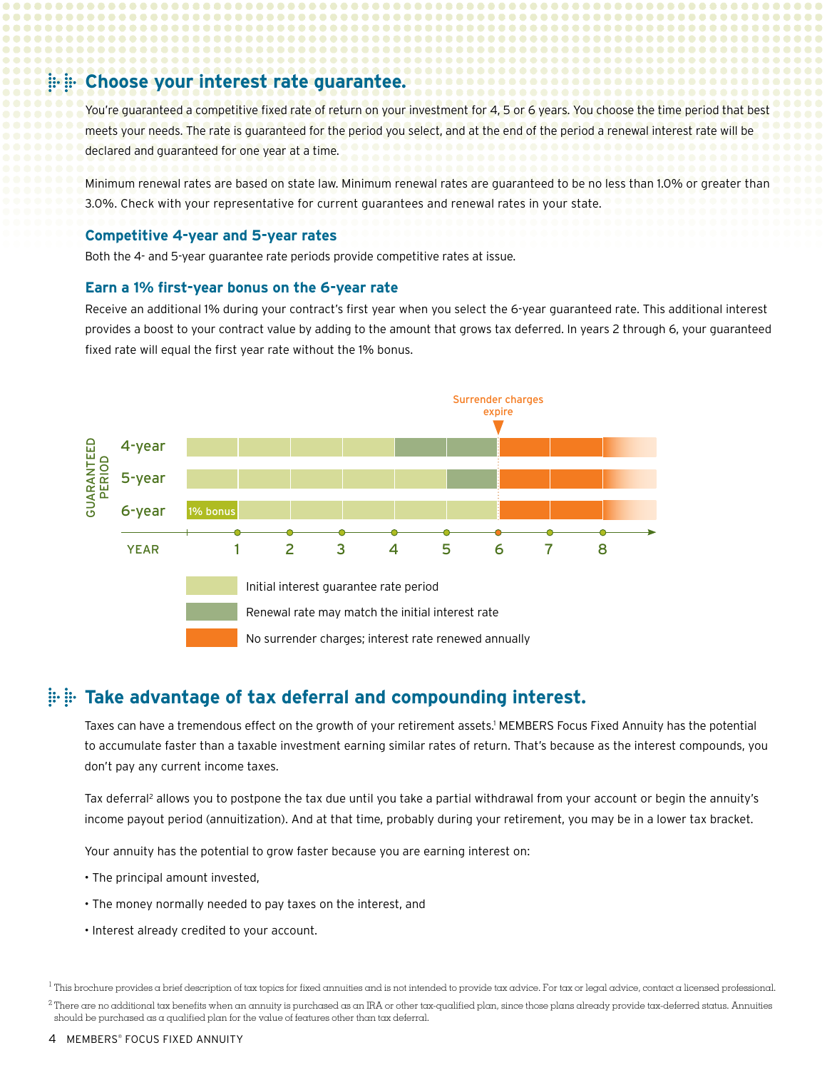## Choose your interest rate guarantee.

You're guaranteed a competitive fixed rate of return on your investment for 4, 5 or 6 years. You choose the time period that best meets your needs. The rate is guaranteed for the period you select, and at the end of the period a renewal interest rate will be declared and guaranteed for one year at a time.

Minimum renewal rates are based on state law. Minimum renewal rates are guaranteed to be no less than 1.0% or greater than 3.0%. Check with your representative for current guarantees and renewal rates in your state.

### Competitive 4-year and 5-year rates

Both the 4- and 5-year guarantee rate periods provide competitive rates at issue.

### Earn a 1% first-year bonus on the 6-year rate

Receive an additional 1% during your contract's first year when you select the 6-year guaranteed rate. This additional interest provides a boost to your contract value by adding to the amount that grows tax deferred. In years 2 through 6, your guaranteed fixed rate will equal the first year rate without the 1% bonus.

Surrender charges expire

| GUARANTEED PERIOD | Year 1 | Year 2 | Year 3 | Year 4 | Year 5 | Year 6 | Year 7 | Year 8 |
|---|---|---|---|---|---|---|---|---|
| 4-year | Initial interest guarantee rate period | Initial interest guarantee rate period | Initial interest guarantee rate period | Initial interest guarantee rate period | Renewal rate may match the initial interest rate | Renewal rate may match the initial interest rate | No surrender charges; interest rate renewed annually | No surrender charges; interest rate renewed annually |
| 5-year | Initial interest guarantee rate period | Initial interest guarantee rate period | Initial interest guarantee rate period | Initial interest guarantee rate period | Initial interest guarantee rate period | Renewal rate may match the initial interest rate | No surrender charges; interest rate renewed annually | No surrender charges; interest rate renewed annually |
| 6-year | 1% bonus | Initial interest guarantee rate period | Initial interest guarantee rate period | Initial interest guarantee rate period | Initial interest guarantee rate period | Initial interest guarantee rate period | No surrender charges; interest rate renewed annually | No surrender charges; interest rate renewed annually |

- Initial interest guarantee rate period
- Renewal rate may match the initial interest rate
- No surrender charges; interest rate renewed annually

## Take advantage of tax deferral and compounding interest.

Taxes can have a tremendous effect on the growth of your retirement assets.[1] MEMBERS Focus Fixed Annuity has the potential to accumulate faster than a taxable investment earning similar rates of return. That's because as the interest compounds, you don't pay any current income taxes.

Tax deferral[2] allows you to postpone the tax due until you take a partial withdrawal from your account or begin the annuity's income payout period (annuitization). And at that time, probably during your retirement, you may be in a lower tax bracket.

Your annuity has the potential to grow faster because you are earning interest on:

- The principal amount invested,
- The money normally needed to pay taxes on the interest, and
- Interest already credited to your account.

[1] This brochure provides a brief description of tax topics for fixed annuities and is not intended to provide tax advice. For tax or legal advice, contact a licensed professional.

[2] There are no additional tax benefits when an annuity is purchased as an IRA or other tax-qualified plan, since those plans already provide tax-deferred status. Annuities should be purchased as a qualified plan for the value of features other than tax deferral.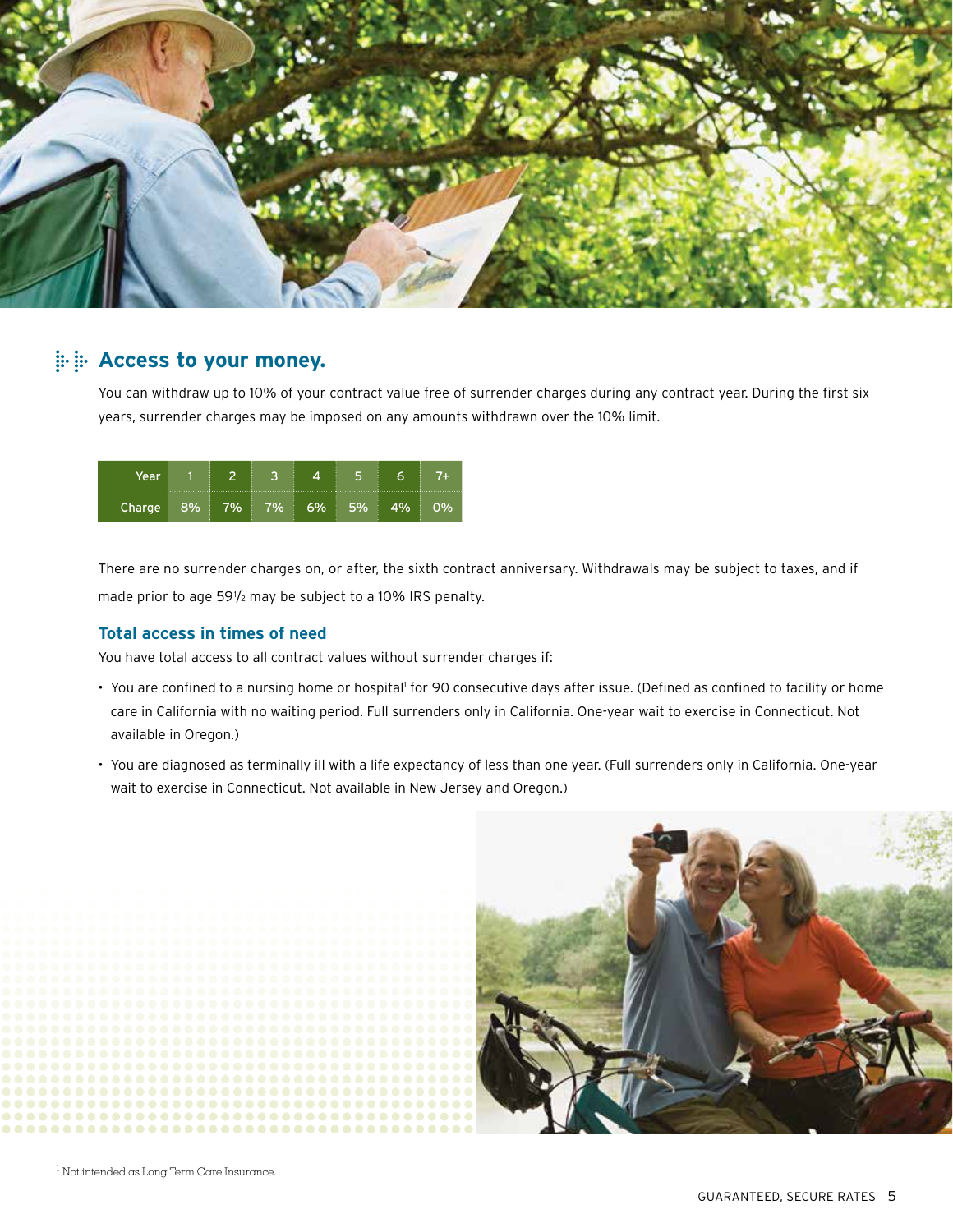## Access to your money.

You can withdraw up to 10% of your contract value free of surrender charges during any contract year. During the first six years, surrender charges may be imposed on any amounts withdrawn over the 10% limit.

| Year | 1 | 2 | 3 | 4 | 5 | 6 | 7+ |
|---|---|---|---|---|---|---|---|
| Charge | 8% | 7% | 7% | 6% | 5% | 4% | 0% |

There are no surrender charges on, or after, the sixth contract anniversary. Withdrawals may be subject to taxes, and if made prior to age 59½ may be subject to a 10% IRS penalty.

### Total access in times of need

You have total access to all contract values without surrender charges if:

- You are confined to a nursing home or hospital[1] for 90 consecutive days after issue. (Defined as confined to facility or home care in California with no waiting period. Full surrenders only in California. One-year wait to exercise in Connecticut. Not available in Oregon.)
- You are diagnosed as terminally ill with a life expectancy of less than one year. (Full surrenders only in California. One-year wait to exercise in Connecticut. Not available in New Jersey and Oregon.)

[1] Not intended as Long Term Care Insurance.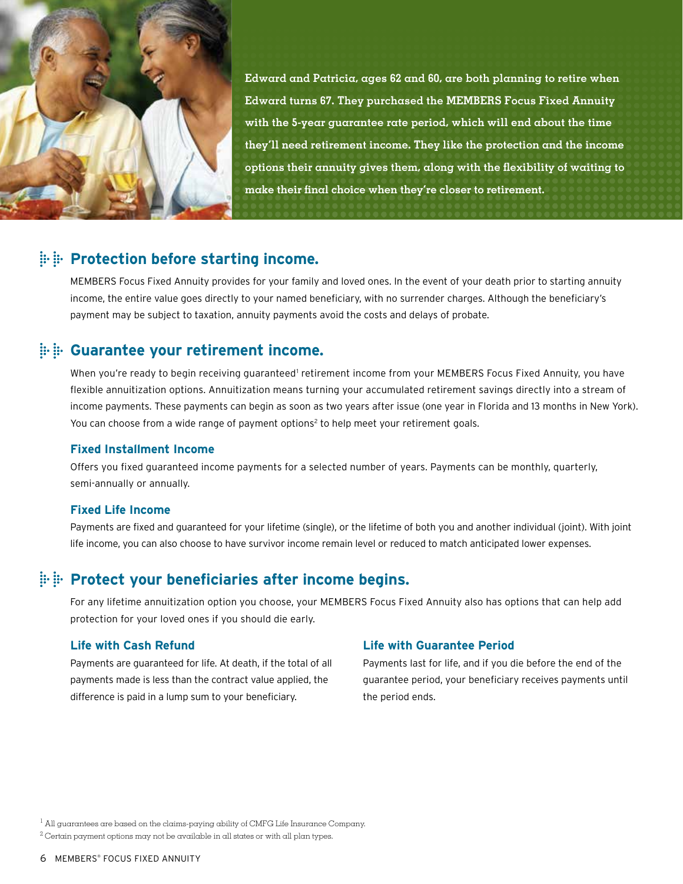**Edward and Patricia, ages 62 and 60, are both planning to retire when Edward turns 67. They purchased the MEMBERS Focus Fixed Annuity with the 5-year guarantee rate period, which will end about the time they'll need retirement income. They like the protection and the income options their annuity gives them, along with the flexibility of waiting to make their final choice when they're closer to retirement.**

## Protection before starting income.

MEMBERS Focus Fixed Annuity provides for your family and loved ones. In the event of your death prior to starting annuity income, the entire value goes directly to your named beneficiary, with no surrender charges. Although the beneficiary's payment may be subject to taxation, annuity payments avoid the costs and delays of probate.

## Guarantee your retirement income.

When you're ready to begin receiving guaranteed[1] retirement income from your MEMBERS Focus Fixed Annuity, you have flexible annuitization options. Annuitization means turning your accumulated retirement savings directly into a stream of income payments. These payments can begin as soon as two years after issue (one year in Florida and 13 months in New York). You can choose from a wide range of payment options[2] to help meet your retirement goals.

### Fixed Installment Income

Offers you fixed guaranteed income payments for a selected number of years. Payments can be monthly, quarterly, semi-annually or annually.

### Fixed Life Income

Payments are fixed and guaranteed for your lifetime (single), or the lifetime of both you and another individual (joint). With joint life income, you can also choose to have survivor income remain level or reduced to match anticipated lower expenses.

## Protect your beneficiaries after income begins.

For any lifetime annuitization option you choose, your MEMBERS Focus Fixed Annuity also has options that can help add protection for your loved ones if you should die early.

### Life with Cash Refund

Payments are guaranteed for life. At death, if the total of all payments made is less than the contract value applied, the difference is paid in a lump sum to your beneficiary.

### Life with Guarantee Period

Payments last for life, and if you die before the end of the guarantee period, your beneficiary receives payments until the period ends.

[1] All guarantees are based on the claims-paying ability of CMFG Life Insurance Company.

[2] Certain payment options may not be available in all states or with all plan types.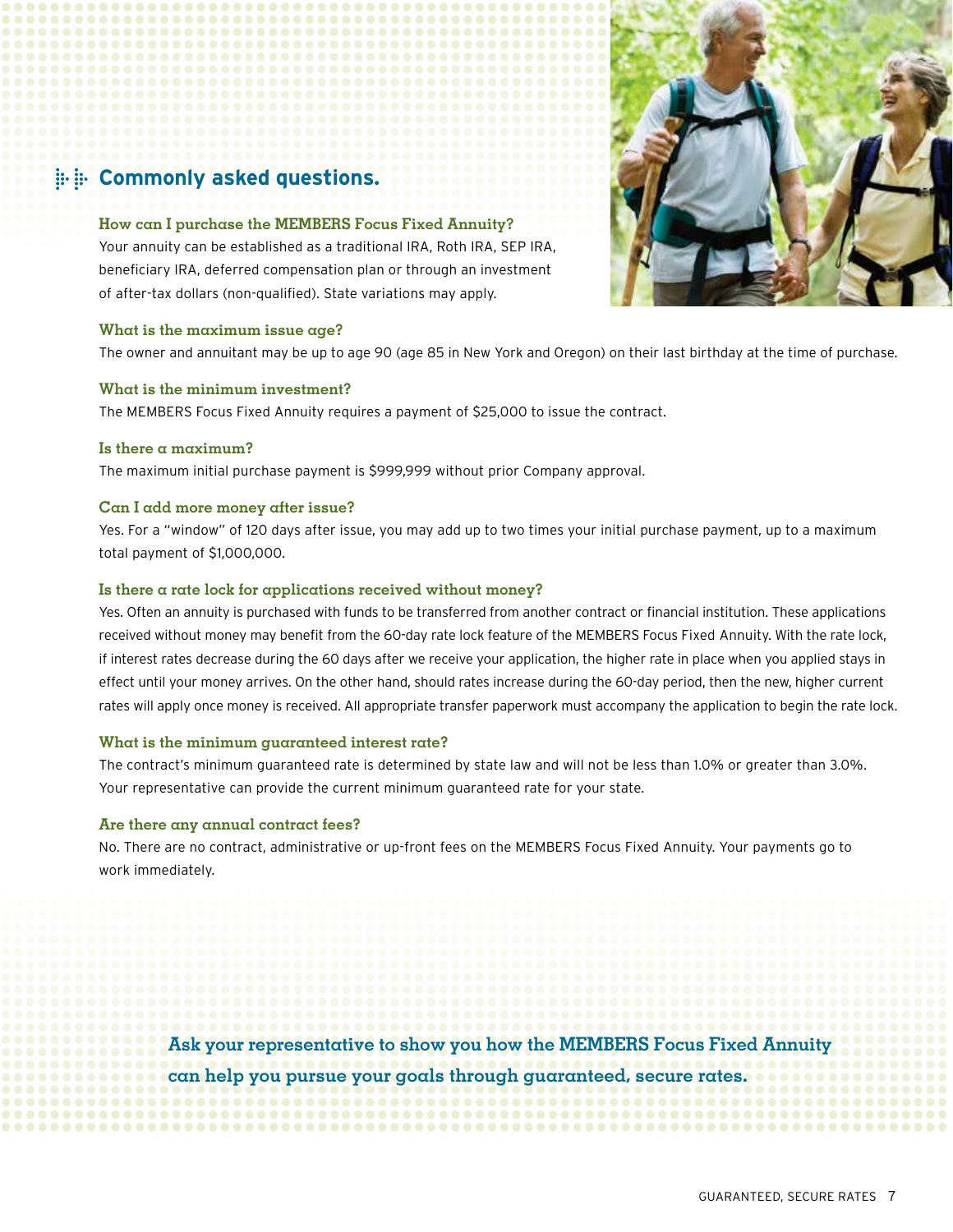## Commonly asked questions.

### How can I purchase the MEMBERS Focus Fixed Annuity?

Your annuity can be established as a traditional IRA, Roth IRA, SEP IRA, beneficiary IRA, deferred compensation plan or through an investment of after-tax dollars (non-qualified). State variations may apply.

### What is the maximum issue age?

The owner and annuitant may be up to age 90 (age 85 in New York and Oregon) on their last birthday at the time of purchase.

### What is the minimum investment?

The MEMBERS Focus Fixed Annuity requires a payment of $25,000 to issue the contract.

### Is there a maximum?

The maximum initial purchase payment is $999,999 without prior Company approval.

### Can I add more money after issue?

Yes. For a "window" of 120 days after issue, you may add up to two times your initial purchase payment, up to a maximum total payment of $1,000,000.

### Is there a rate lock for applications received without money?

Yes. Often an annuity is purchased with funds to be transferred from another contract or financial institution. These applications received without money may benefit from the 60-day rate lock feature of the MEMBERS Focus Fixed Annuity. With the rate lock, if interest rates decrease during the 60 days after we receive your application, the higher rate in place when you applied stays in effect until your money arrives. On the other hand, should rates increase during the 60-day period, then the new, higher current rates will apply once money is received. All appropriate transfer paperwork must accompany the application to begin the rate lock.

### What is the minimum guaranteed interest rate?

The contract's minimum guaranteed rate is determined by state law and will not be less than 1.0% or greater than 3.0%. Your representative can provide the current minimum guaranteed rate for your state.

### Are there any annual contract fees?

No. There are no contract, administrative or up-front fees on the MEMBERS Focus Fixed Annuity. Your payments go to work immediately.

**Ask your representative to show you how the MEMBERS Focus Fixed Annuity can help you pursue your goals through guaranteed, secure rates.**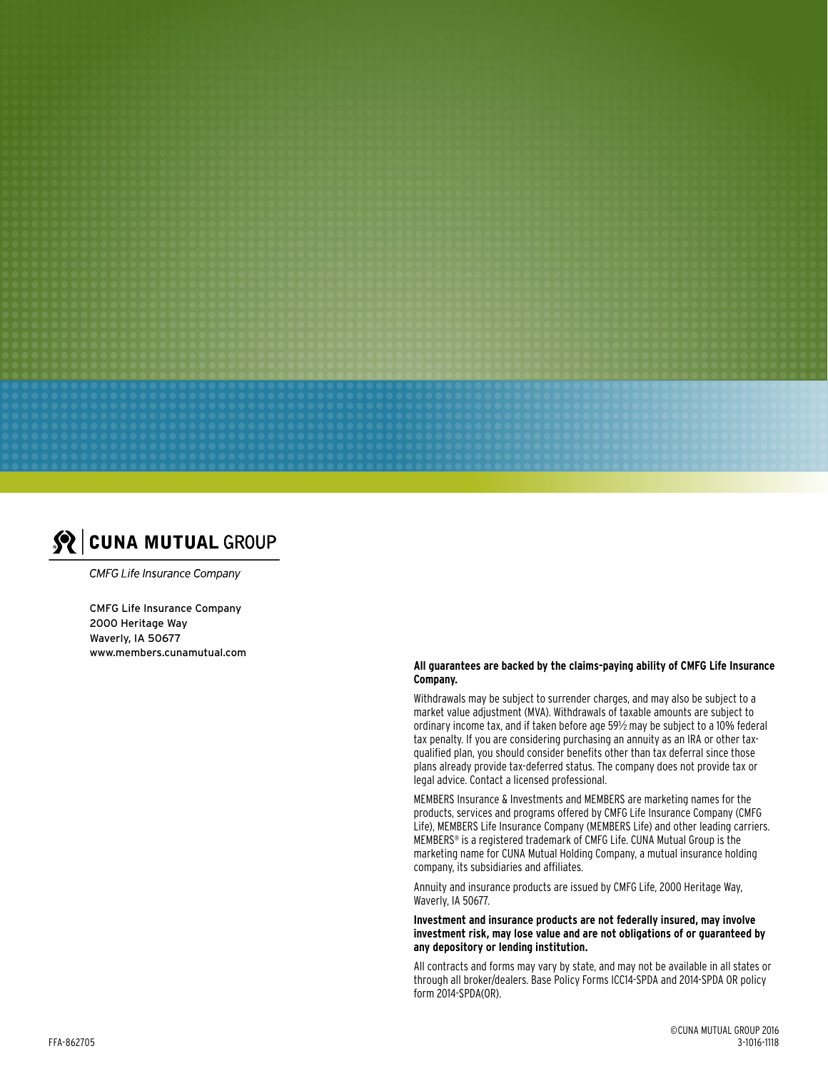CUNA MUTUAL GROUP

*CMFG Life Insurance Company*

CMFG Life Insurance Company
2000 Heritage Way
Waverly, IA 50677
www.members.cunamutual.com

**All guarantees are backed by the claims-paying ability of CMFG Life Insurance Company.**

Withdrawals may be subject to surrender charges, and may also be subject to a market value adjustment (MVA). Withdrawals of taxable amounts are subject to ordinary income tax, and if taken before age 59½ may be subject to a 10% federal tax penalty. If you are considering purchasing an annuity as an IRA or other tax-qualified plan, you should consider benefits other than tax deferral since those plans already provide tax-deferred status. The company does not provide tax or legal advice. Contact a licensed professional.

MEMBERS Insurance & Investments and MEMBERS are marketing names for the products, services and programs offered by CMFG Life Insurance Company (CMFG Life), MEMBERS Life Insurance Company (MEMBERS Life) and other leading carriers. MEMBERS® is a registered trademark of CMFG Life. CUNA Mutual Group is the marketing name for CUNA Mutual Holding Company, a mutual insurance holding company, its subsidiaries and affiliates.

Annuity and insurance products are issued by CMFG Life, 2000 Heritage Way, Waverly, IA 50677.

**Investment and insurance products are not federally insured, may involve investment risk, may lose value and are not obligations of or guaranteed by any depository or lending institution.**

All contracts and forms may vary by state, and may not be available in all states or through all broker/dealers. Base Policy Forms ICC14-SPDA and 2014-SPDA OR policy form 2014-SPDA(OR).

FFA-862705

©CUNA MUTUAL GROUP 2016
3-1016-1118